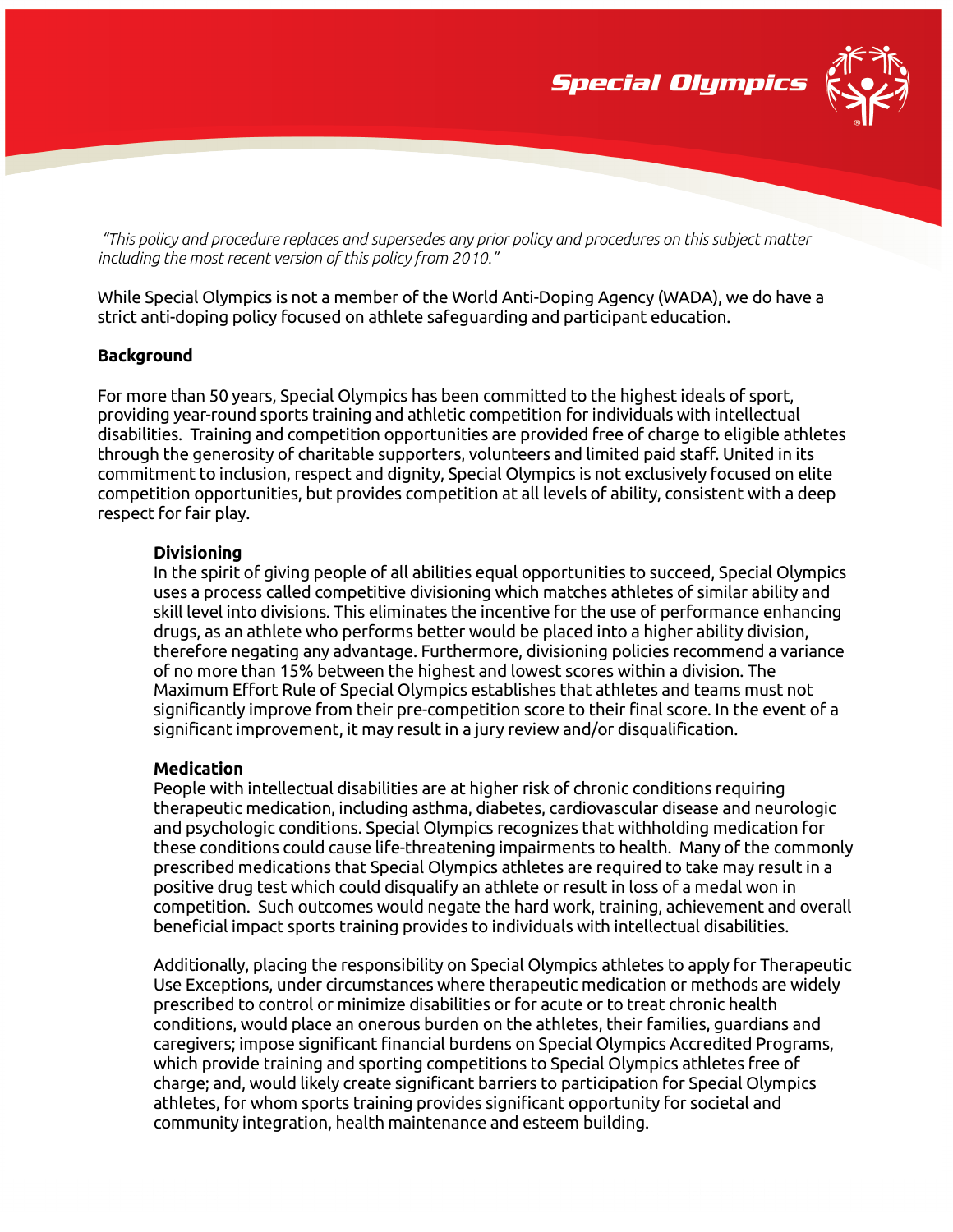*"This policy and procedure replaces and supersedes any prior policy and procedures on this subject matter including the most recent version of this policy from 2010."*

While Special Olympics is not a member of the World Anti-Doping Agency (WADA), we do have a strict anti-doping policy focused on athlete safeguarding and participant education.

**Background**

For more than 50 years, Special Olympics has been committed to the highest ideals of sport, providing year-round sports training and athletic competition for individuals with intellectual disabilities. Training and competition opportunities are provided free of charge to eligible athletes through the generosity of charitable supporters, volunteers and limited paid staff. United in its commitment to inclusion, respect and dignity, Special Olympics is not exclusively focused on elite competition opportunities, but provides competition at all levels of ability, consistent with a deep respect for fair play.

**Divisioning**

In the spirit of giving people of all abilities equal opportunities to succeed, Special Olympics uses a process called competitive divisioning which matches athletes of similar ability and skill level into divisions. This eliminates the incentive for the use of performance enhancing drugs, as an athlete who performs better would be placed into a higher ability division, therefore negating any advantage. Furthermore, divisioning policies recommend a variance of no more than 15% between the highest and lowest scores within a division. The Maximum Effort Rule of Special Olympics establishes that athletes and teams must not significantly improve from their pre-competition score to their final score. In the event of a significant improvement, it may result in a jury review and/or disqualification.

**Medication**

People with intellectual disabilities are at higher risk of chronic conditions requiring therapeutic medication, including asthma, diabetes, cardiovascular disease and neurologic and psychologic conditions. Special Olympics recognizes that withholding medication for these conditions could cause life-threatening impairments to health. Many of the commonly prescribed medications that Special Olympics athletes are required to take may result in a positive drug test which could disqualify an athlete or result in loss of a medal won in competition. Such outcomes would negate the hard work, training, achievement and overall beneficial impact sports training provides to individuals with intellectual disabilities.

Additionally, placing the responsibility on Special Olympics athletes to apply for Therapeutic Use Exceptions, under circumstances where therapeutic medication or methods are widely prescribed to control or minimize disabilities or for acute or to treat chronic health conditions, would place an onerous burden on the athletes, their families, guardians and caregivers; impose significant financial burdens on Special Olympics Accredited Programs, which provide training and sporting competitions to Special Olympics athletes free of charge; and, would likely create significant barriers to participation for Special Olympics athletes, for whom sports training provides significant opportunity for societal and community integration, health maintenance and esteem building.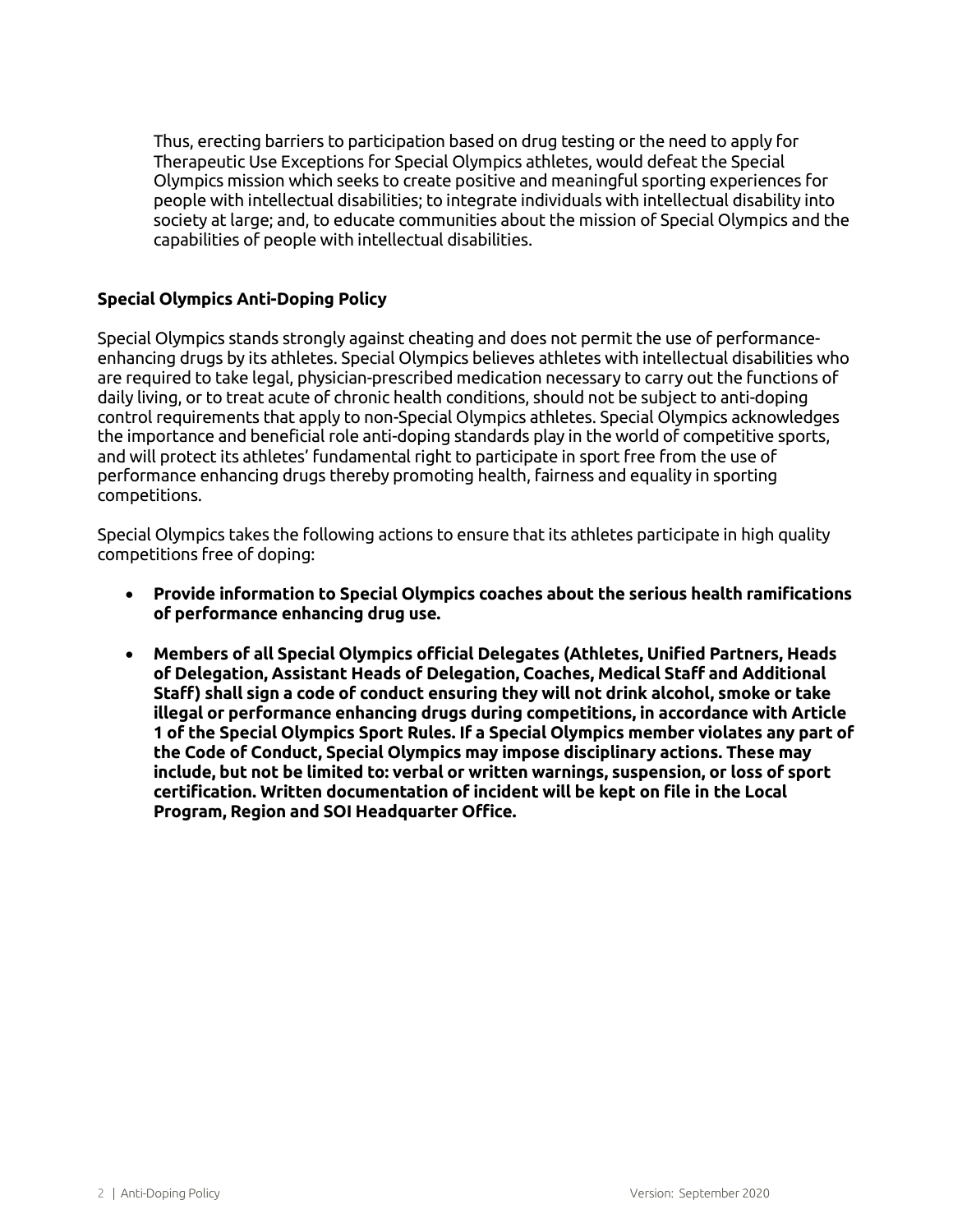Thus, erecting barriers to participation based on drug testing or the need to apply for Therapeutic Use Exceptions for Special Olympics athletes, would defeat the Special Olympics mission which seeks to create positive and meaningful sporting experiences for people with intellectual disabilities; to integrate individuals with intellectual disability into society at large; and, to educate communities about the mission of Special Olympics and the capabilities of people with intellectual disabilities.

**Special Olympics Anti-Doping Policy**

Special Olympics stands strongly against cheating and does not permit the use of performance-enhancing drugs by its athletes. Special Olympics believes athletes with intellectual disabilities who are required to take legal, physician-prescribed medication necessary to carry out the functions of daily living, or to treat acute of chronic health conditions, should not be subject to anti-doping control requirements that apply to non-Special Olympics athletes. Special Olympics acknowledges the importance and beneficial role anti-doping standards play in the world of competitive sports, and will protect its athletes' fundamental right to participate in sport free from the use of performance enhancing drugs thereby promoting health, fairness and equality in sporting competitions.

Special Olympics takes the following actions to ensure that its athletes participate in high quality competitions free of doping:

- **Provide information to Special Olympics coaches about the serious health ramifications of performance enhancing drug use.**
- **Members of all Special Olympics official Delegates (Athletes, Unified Partners, Heads of Delegation, Assistant Heads of Delegation, Coaches, Medical Staff and Additional Staff) shall sign a code of conduct ensuring they will not drink alcohol, smoke or take illegal or performance enhancing drugs during competitions, in accordance with Article 1 of the Special Olympics Sport Rules. If a Special Olympics member violates any part of the Code of Conduct, Special Olympics may impose disciplinary actions. These may include, but not be limited to: verbal or written warnings, suspension, or loss of sport certification. Written documentation of incident will be kept on file in the Local Program, Region and SOI Headquarter Office.**